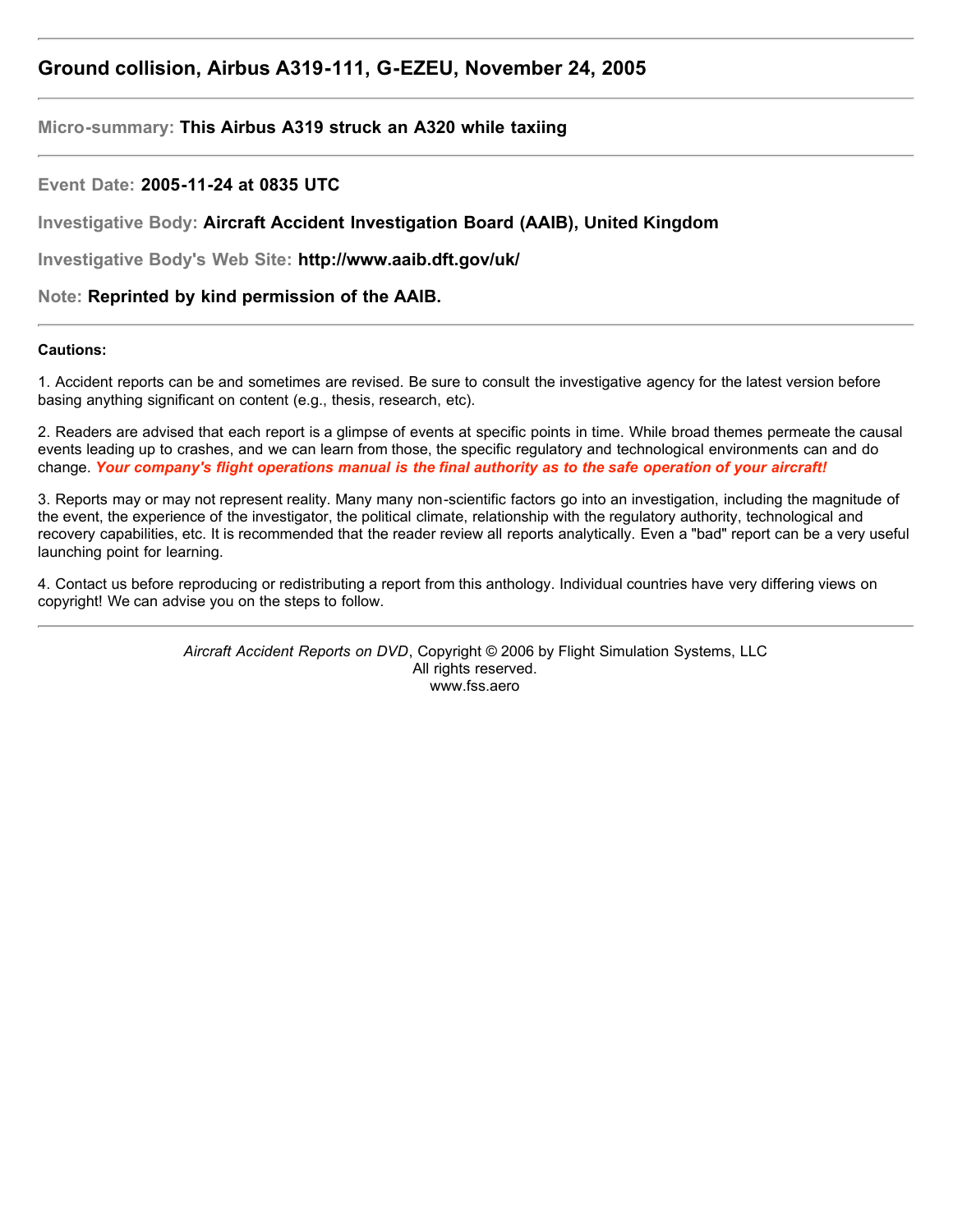# Ground collision, Airbus A319-111, G-EZEU, November 24, 2005

**Micro-summary:** **This Airbus A319 struck an A320 while taxiing**

**Event Date:** **2005-11-24 at 0835 UTC**

**Investigative Body:** **Aircraft Accident Investigation Board (AAIB), United Kingdom**

**Investigative Body's Web Site:** **http://www.aaib.dft.gov/uk/**

**Note:** **Reprinted by kind permission of the AAIB.**

**Cautions:**

1. Accident reports can be and sometimes are revised. Be sure to consult the investigative agency for the latest version before basing anything significant on content (e.g., thesis, research, etc).

2. Readers are advised that each report is a glimpse of events at specific points in time. While broad themes permeate the causal events leading up to crashes, and we can learn from those, the specific regulatory and technological environments can and do change. ***Your company's flight operations manual is the final authority as to the safe operation of your aircraft!***

3. Reports may or may not represent reality. Many many non-scientific factors go into an investigation, including the magnitude of the event, the experience of the investigator, the political climate, relationship with the regulatory authority, technological and recovery capabilities, etc. It is recommended that the reader review all reports analytically. Even a "bad" report can be a very useful launching point for learning.

4. Contact us before reproducing or redistributing a report from this anthology. Individual countries have very differing views on copyright! We can advise you on the steps to follow.

*Aircraft Accident Reports on DVD*, Copyright © 2006 by Flight Simulation Systems, LLC
All rights reserved.
www.fss.aero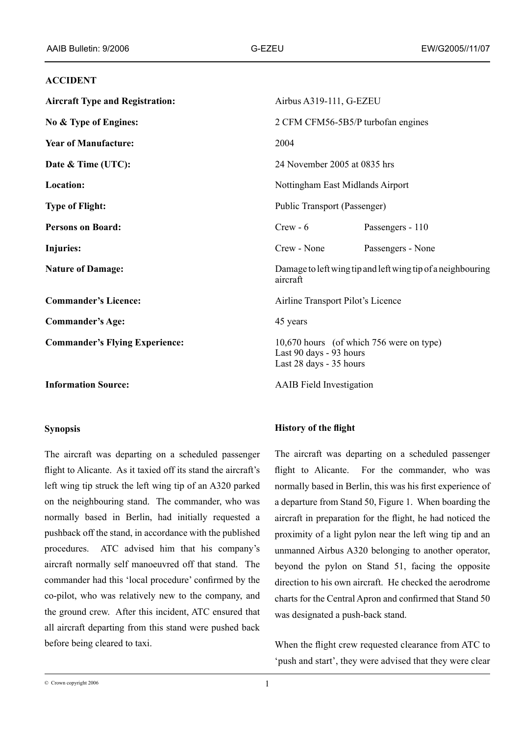## ACCIDENT

| | | |
|---|---|---|
| **Aircraft Type and Registration:** | Airbus A319-111, G-EZEU | |
| **No & Type of Engines:** | 2 CFM CFM56-5B5/P turbofan engines | |
| **Year of Manufacture:** | 2004 | |
| **Date & Time (UTC):** | 24 November 2005 at 0835 hrs | |
| **Location:** | Nottingham East Midlands Airport | |
| **Type of Flight:** | Public Transport (Passenger) | |
| **Persons on Board:** | Crew - 6 | Passengers - 110 |
| **Injuries:** | Crew - None | Passengers - None |
| **Nature of Damage:** | Damage to left wing tip and left wing tip of a neighbouring aircraft | |
| **Commander's Licence:** | Airline Transport Pilot's Licence | |
| **Commander's Age:** | 45 years | |
| **Commander's Flying Experience:** | 10,670 hours (of which 756 were on type)<br>Last 90 days - 93 hours<br>Last 28 days - 35 hours | |
| **Information Source:** | AAIB Field Investigation | |

### Synopsis

The aircraft was departing on a scheduled passenger flight to Alicante. As it taxied off its stand the aircraft's left wing tip struck the left wing tip of an A320 parked on the neighbouring stand. The commander, who was normally based in Berlin, had initially requested a pushback off the stand, in accordance with the published procedures. ATC advised him that his company's aircraft normally self manoeuvred off that stand. The commander had this 'local procedure' confirmed by the co-pilot, who was relatively new to the company, and the ground crew. After this incident, ATC ensured that all aircraft departing from this stand were pushed back before being cleared to taxi.

### History of the flight

The aircraft was departing on a scheduled passenger flight to Alicante. For the commander, who was normally based in Berlin, this was his first experience of a departure from Stand 50, Figure 1. When boarding the aircraft in preparation for the flight, he had noticed the proximity of a light pylon near the left wing tip and an unmanned Airbus A320 belonging to another operator, beyond the pylon on Stand 51, facing the opposite direction to his own aircraft. He checked the aerodrome charts for the Central Apron and confirmed that Stand 50 was designated a push-back stand.

When the flight crew requested clearance from ATC to 'push and start', they were advised that they were clear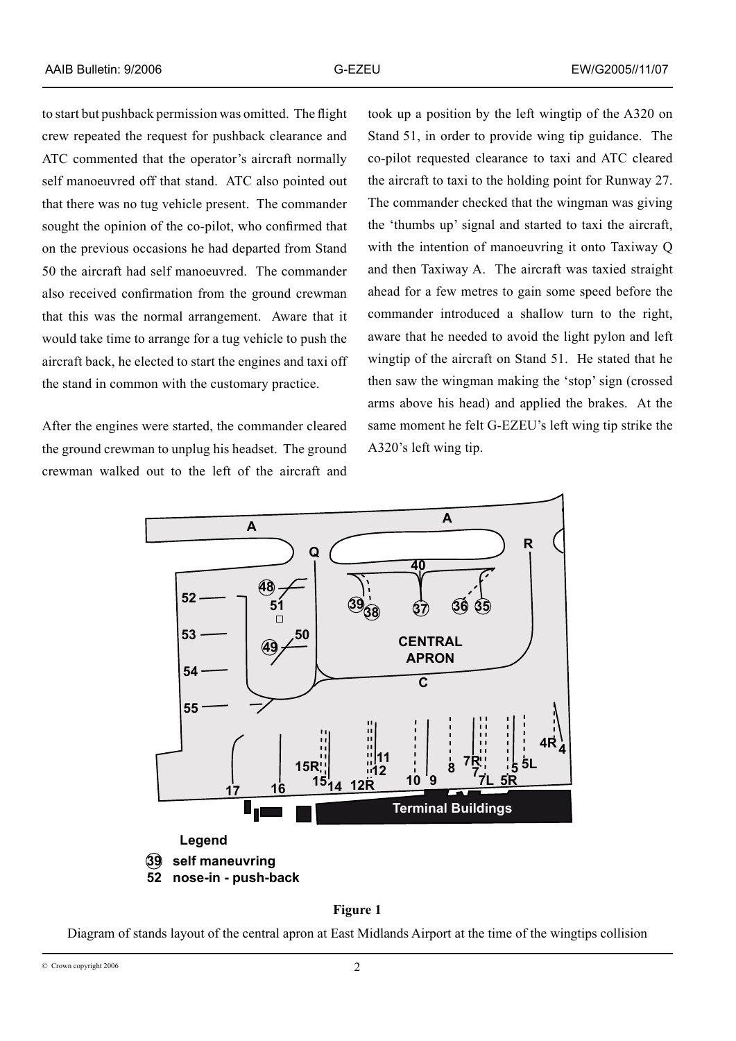to start but pushback permission was omitted. The flight crew repeated the request for pushback clearance and ATC commented that the operator's aircraft normally self manoeuvred off that stand. ATC also pointed out that there was no tug vehicle present. The commander sought the opinion of the co-pilot, who confirmed that on the previous occasions he had departed from Stand 50 the aircraft had self manoeuvred. The commander also received confirmation from the ground crewman that this was the normal arrangement. Aware that it would take time to arrange for a tug vehicle to push the aircraft back, he elected to start the engines and taxi off the stand in common with the customary practice.

After the engines were started, the commander cleared the ground crewman to unplug his headset. The ground crewman walked out to the left of the aircraft and took up a position by the left wingtip of the A320 on Stand 51, in order to provide wing tip guidance. The co-pilot requested clearance to taxi and ATC cleared the aircraft to taxi to the holding point for Runway 27. The commander checked that the wingman was giving the 'thumbs up' signal and started to taxi the aircraft, with the intention of manoeuvring it onto Taxiway Q and then Taxiway A. The aircraft was taxied straight ahead for a few metres to gain some speed before the commander introduced a shallow turn to the right, aware that he needed to avoid the light pylon and left wingtip of the aircraft on Stand 51. He stated that he then saw the wingman making the 'stop' sign (crossed arms above his head) and applied the brakes. At the same moment he felt G-EZEU's left wing tip strike the A320's left wing tip.

**Figure 1**

Diagram of stands layout of the central apron at East Midlands Airport at the time of the wingtips collision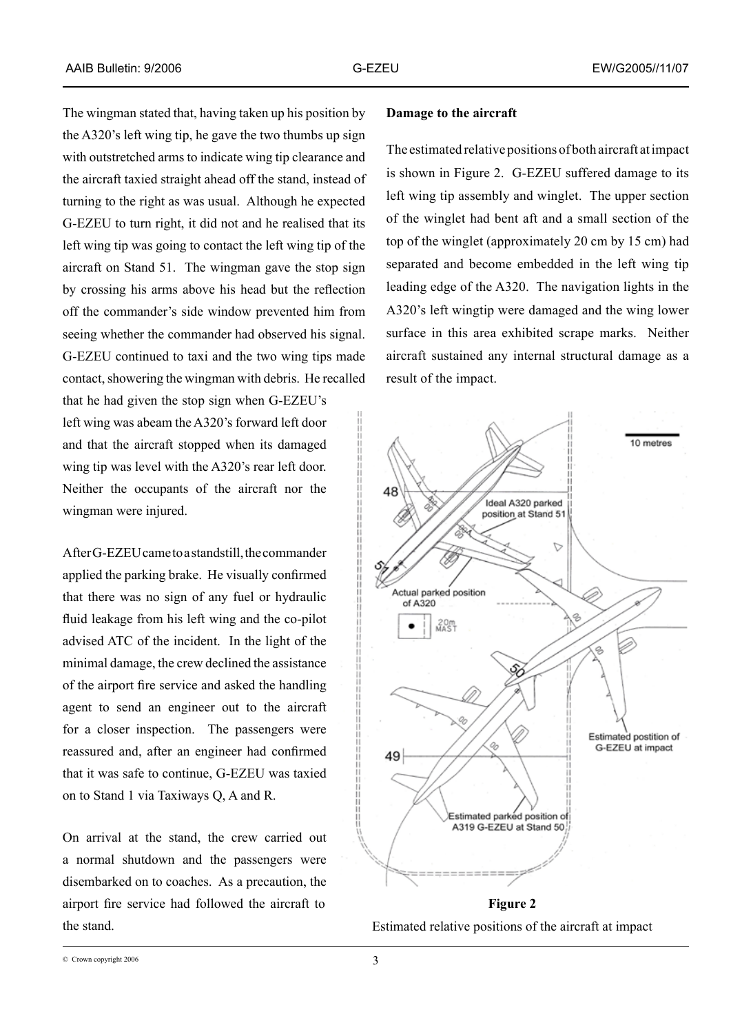The wingman stated that, having taken up his position by the A320's left wing tip, he gave the two thumbs up sign with outstretched arms to indicate wing tip clearance and the aircraft taxied straight ahead off the stand, instead of turning to the right as was usual. Although he expected G-EZEU to turn right, it did not and he realised that its left wing tip was going to contact the left wing tip of the aircraft on Stand 51. The wingman gave the stop sign by crossing his arms above his head but the reflection off the commander's side window prevented him from seeing whether the commander had observed his signal. G-EZEU continued to taxi and the two wing tips made contact, showering the wingman with debris. He recalled that he had given the stop sign when G-EZEU's left wing was abeam the A320's forward left door and that the aircraft stopped when its damaged wing tip was level with the A320's rear left door. Neither the occupants of the aircraft nor the wingman were injured.

After G-EZEU came to a standstill, the commander applied the parking brake. He visually confirmed that there was no sign of any fuel or hydraulic fluid leakage from his left wing and the co-pilot advised ATC of the incident. In the light of the minimal damage, the crew declined the assistance of the airport fire service and asked the handling agent to send an engineer out to the aircraft for a closer inspection. The passengers were reassured and, after an engineer had confirmed that it was safe to continue, G-EZEU was taxied on to Stand 1 via Taxiways Q, A and R.

On arrival at the stand, the crew carried out a normal shutdown and the passengers were disembarked on to coaches. As a precaution, the airport fire service had followed the aircraft to the stand.

**Damage to the aircraft**

The estimated relative positions of both aircraft at impact is shown in Figure 2. G-EZEU suffered damage to its left wing tip assembly and winglet. The upper section of the winglet had bent aft and a small section of the top of the winglet (approximately 20 cm by 15 cm) had separated and become embedded in the left wing tip leading edge of the A320. The navigation lights in the A320's left wingtip were damaged and the wing lower surface in this area exhibited scrape marks. Neither aircraft sustained any internal structural damage as a result of the impact.

**Figure 2**

Estimated relative positions of the aircraft at impact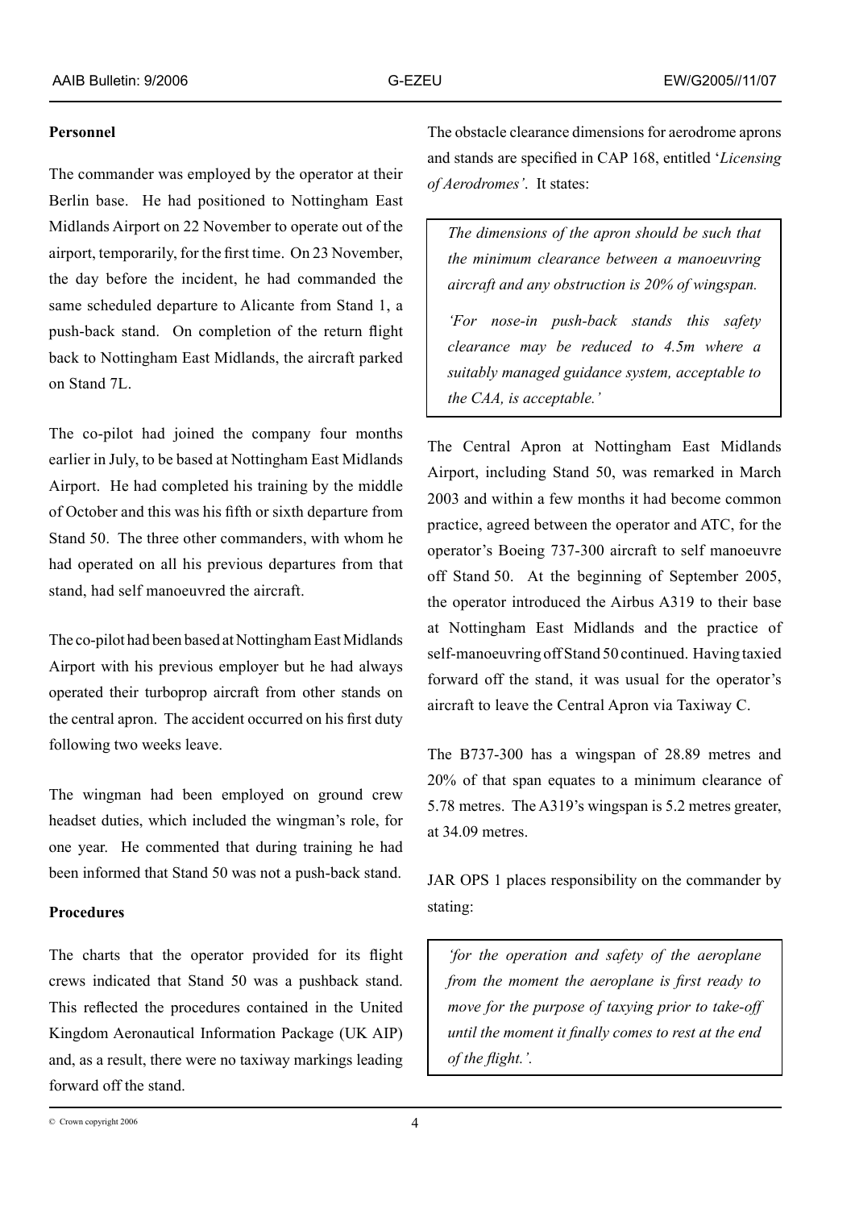### Personnel

The commander was employed by the operator at their Berlin base. He had positioned to Nottingham East Midlands Airport on 22 November to operate out of the airport, temporarily, for the first time. On 23 November, the day before the incident, he had commanded the same scheduled departure to Alicante from Stand 1, a push-back stand. On completion of the return flight back to Nottingham East Midlands, the aircraft parked on Stand 7L.

The co-pilot had joined the company four months earlier in July, to be based at Nottingham East Midlands Airport. He had completed his training by the middle of October and this was his fifth or sixth departure from Stand 50. The three other commanders, with whom he had operated on all his previous departures from that stand, had self manoeuvred the aircraft.

The co-pilot had been based at Nottingham East Midlands Airport with his previous employer but he had always operated their turboprop aircraft from other stands on the central apron. The accident occurred on his first duty following two weeks leave.

The wingman had been employed on ground crew headset duties, which included the wingman's role, for one year. He commented that during training he had been informed that Stand 50 was not a push-back stand.

### Procedures

The charts that the operator provided for its flight crews indicated that Stand 50 was a pushback stand. This reflected the procedures contained in the United Kingdom Aeronautical Information Package (UK AIP) and, as a result, there were no taxiway markings leading forward off the stand.

The obstacle clearance dimensions for aerodrome aprons and stands are specified in CAP 168, entitled '*Licensing of Aerodromes*'. It states:

> *The dimensions of the apron should be such that the minimum clearance between a manoeuvring aircraft and any obstruction is 20% of wingspan.*
>
> *'For nose-in push-back stands this safety clearance may be reduced to 4.5m where a suitably managed guidance system, acceptable to the CAA, is acceptable.'*

The Central Apron at Nottingham East Midlands Airport, including Stand 50, was remarked in March 2003 and within a few months it had become common practice, agreed between the operator and ATC, for the operator's Boeing 737-300 aircraft to self manoeuvre off Stand 50. At the beginning of September 2005, the operator introduced the Airbus A319 to their base at Nottingham East Midlands and the practice of self-manoeuvring off Stand 50 continued. Having taxied forward off the stand, it was usual for the operator's aircraft to leave the Central Apron via Taxiway C.

The B737-300 has a wingspan of 28.89 metres and 20% of that span equates to a minimum clearance of 5.78 metres. The A319's wingspan is 5.2 metres greater, at 34.09 metres.

JAR OPS 1 places responsibility on the commander by stating:

> *'for the operation and safety of the aeroplane from the moment the aeroplane is first ready to move for the purpose of taxying prior to take-off until the moment it finally comes to rest at the end of the flight.'.*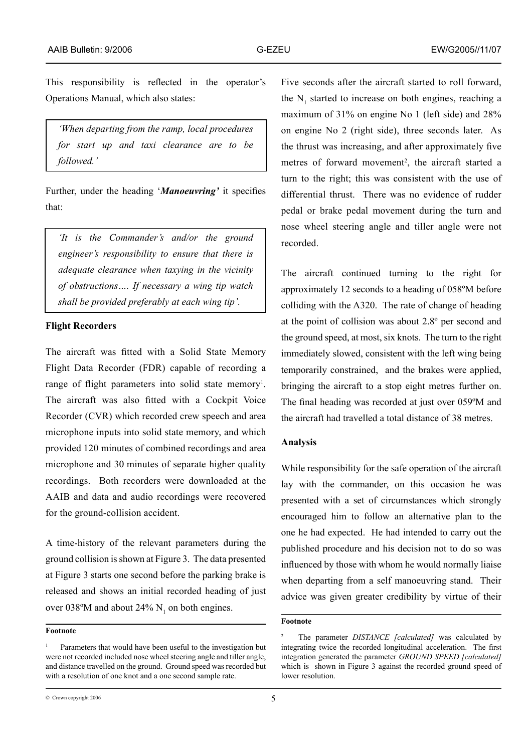This responsibility is reflected in the operator's Operations Manual, which also states:

> *'When departing from the ramp, local procedures for start up and taxi clearance are to be followed.'*

Further, under the heading '***Manoeuvring'*** it specifies that:

> *'It is the Commander's and/or the ground engineer's responsibility to ensure that there is adequate clearance when taxying in the vicinity of obstructions…. If necessary a wing tip watch shall be provided preferably at each wing tip'.*

**Flight Recorders**

The aircraft was fitted with a Solid State Memory Flight Data Recorder (FDR) capable of recording a range of flight parameters into solid state memory[1]. The aircraft was also fitted with a Cockpit Voice Recorder (CVR) which recorded crew speech and area microphone inputs into solid state memory, and which provided 120 minutes of combined recordings and area microphone and 30 minutes of separate higher quality recordings. Both recorders were downloaded at the AAIB and data and audio recordings were recovered for the ground-collision accident.

A time-history of the relevant parameters during the ground collision is shown at Figure 3. The data presented at Figure 3 starts one second before the parking brake is released and shows an initial recorded heading of just over 038ºM and about 24% $N_1$ on both engines.

Five seconds after the aircraft started to roll forward, the $N_1$ started to increase on both engines, reaching a maximum of 31% on engine No 1 (left side) and 28% on engine No 2 (right side), three seconds later. As the thrust was increasing, and after approximately five metres of forward movement[2], the aircraft started a turn to the right; this was consistent with the use of differential thrust. There was no evidence of rudder pedal or brake pedal movement during the turn and nose wheel steering angle and tiller angle were not recorded.

The aircraft continued turning to the right for approximately 12 seconds to a heading of 058ºM before colliding with the A320. The rate of change of heading at the point of collision was about 2.8º per second and the ground speed, at most, six knots. The turn to the right immediately slowed, consistent with the left wing being temporarily constrained, and the brakes were applied, bringing the aircraft to a stop eight metres further on. The final heading was recorded at just over 059ºM and the aircraft had travelled a total distance of 38 metres.

**Analysis**

While responsibility for the safe operation of the aircraft lay with the commander, on this occasion he was presented with a set of circumstances which strongly encouraged him to follow an alternative plan to the one he had expected. He had intended to carry out the published procedure and his decision not to do so was influenced by those with whom he would normally liaise when departing from a self manoeuvring stand. Their advice was given greater credibility by virtue of their

**Footnote**

[1] Parameters that would have been useful to the investigation but were not recorded included nose wheel steering angle and tiller angle, and distance travelled on the ground. Ground speed was recorded but with a resolution of one knot and a one second sample rate.

[2] The parameter *DISTANCE [calculated]* was calculated by integrating twice the recorded longitudinal acceleration. The first integration generated the parameter *GROUND SPEED [calculated]* which is shown in Figure 3 against the recorded ground speed of lower resolution.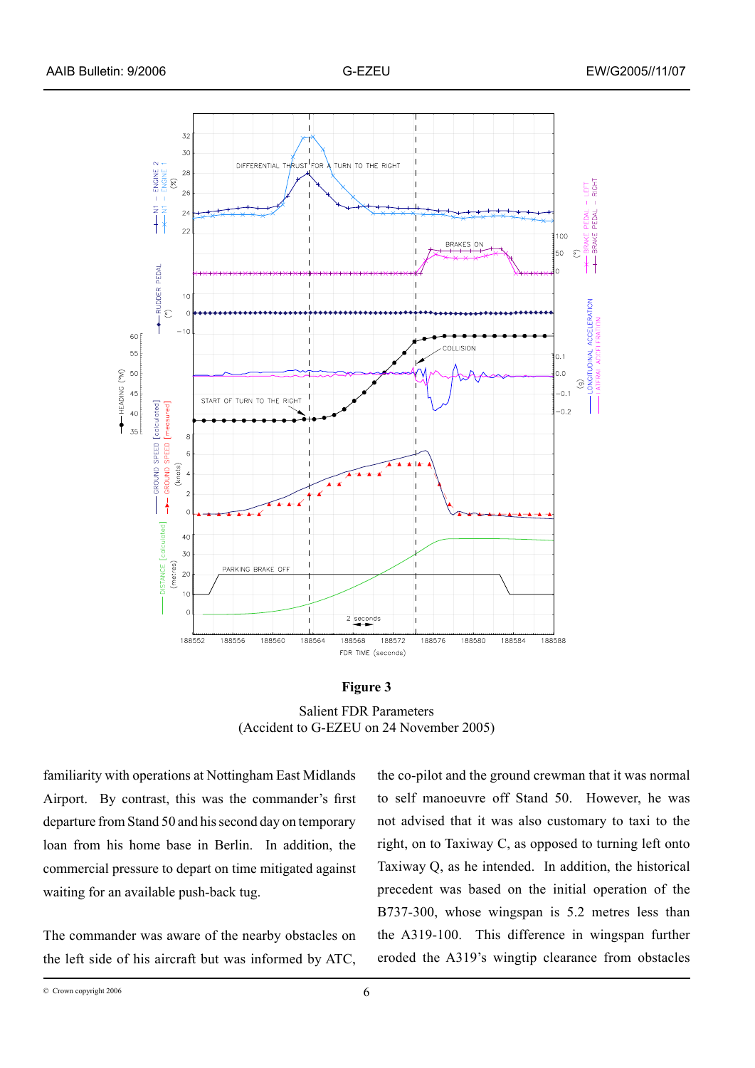**Figure 3**

Salient FDR Parameters
(Accident to G-EZEU on 24 November 2005)

familiarity with operations at Nottingham East Midlands Airport. By contrast, this was the commander's first departure from Stand 50 and his second day on temporary loan from his home base in Berlin. In addition, the commercial pressure to depart on time mitigated against waiting for an available push-back tug.

The commander was aware of the nearby obstacles on the left side of his aircraft but was informed by ATC, the co-pilot and the ground crewman that it was normal to self manoeuvre off Stand 50. However, he was not advised that it was also customary to taxi to the right, on to Taxiway C, as opposed to turning left onto Taxiway Q, as he intended. In addition, the historical precedent was based on the initial operation of the B737-300, whose wingspan is 5.2 metres less than the A319-100. This difference in wingspan further eroded the A319's wingtip clearance from obstacles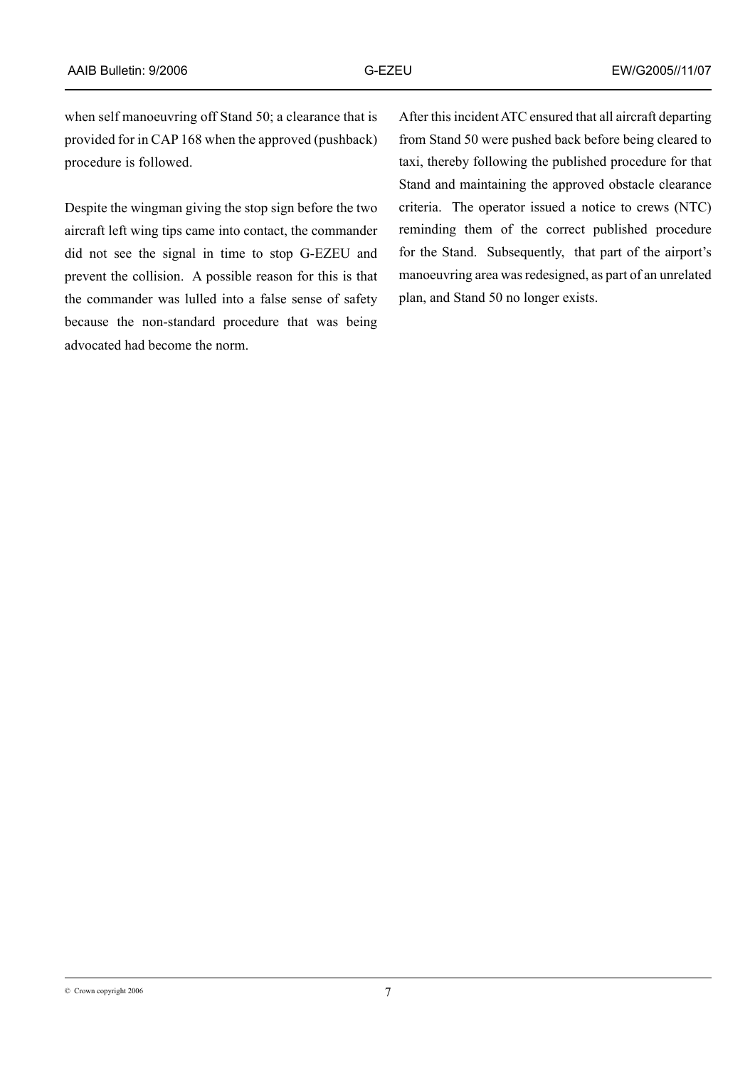when self manoeuvring off Stand 50; a clearance that is provided for in CAP 168 when the approved (pushback) procedure is followed.

Despite the wingman giving the stop sign before the two aircraft left wing tips came into contact, the commander did not see the signal in time to stop G-EZEU and prevent the collision. A possible reason for this is that the commander was lulled into a false sense of safety because the non-standard procedure that was being advocated had become the norm.

After this incident ATC ensured that all aircraft departing from Stand 50 were pushed back before being cleared to taxi, thereby following the published procedure for that Stand and maintaining the approved obstacle clearance criteria. The operator issued a notice to crews (NTC) reminding them of the correct published procedure for the Stand. Subsequently, that part of the airport's manoeuvring area was redesigned, as part of an unrelated plan, and Stand 50 no longer exists.